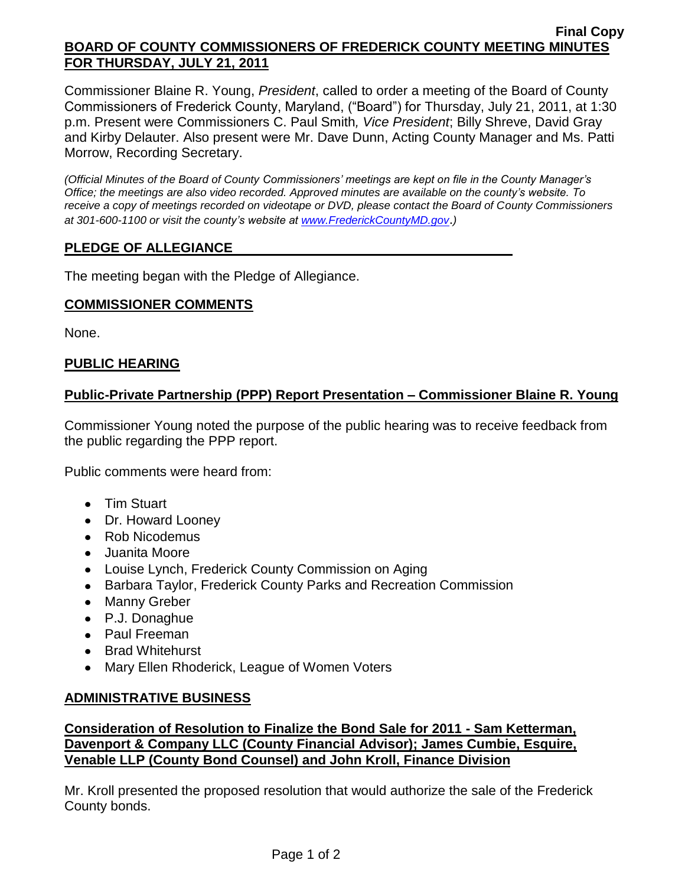**Final Copy**

# BOARD OF COUNTY COMMISSIONERS OF FREDERICK COUNTY MEETING MINUTES FOR THURSDAY, JULY 21, 2011

Commissioner Blaine R. Young, *President*, called to order a meeting of the Board of County Commissioners of Frederick County, Maryland, ("Board") for Thursday, July 21, 2011, at 1:30 p.m. Present were Commissioners C. Paul Smith*, Vice President*; Billy Shreve, David Gray and Kirby Delauter. Also present were Mr. Dave Dunn, Acting County Manager and Ms. Patti Morrow, Recording Secretary.

*(Official Minutes of the Board of County Commissioners' meetings are kept on file in the County Manager's Office; the meetings are also video recorded. Approved minutes are available on the county's website. To receive a copy of meetings recorded on videotape or DVD, please contact the Board of County Commissioners at 301-600-1100 or visit the county's website at www.FrederickCountyMD.gov.)*

## PLEDGE OF ALLEGIANCE

The meeting began with the Pledge of Allegiance.

## COMMISSIONER COMMENTS

None.

## PUBLIC HEARING

### Public-Private Partnership (PPP) Report Presentation – Commissioner Blaine R. Young

Commissioner Young noted the purpose of the public hearing was to receive feedback from the public regarding the PPP report.

Public comments were heard from:

- Tim Stuart
- Dr. Howard Looney
- Rob Nicodemus
- Juanita Moore
- Louise Lynch, Frederick County Commission on Aging
- Barbara Taylor, Frederick County Parks and Recreation Commission
- Manny Greber
- P.J. Donaghue
- Paul Freeman
- Brad Whitehurst
- Mary Ellen Rhoderick, League of Women Voters

## ADMINISTRATIVE BUSINESS

### Consideration of Resolution to Finalize the Bond Sale for 2011 - Sam Ketterman, Davenport & Company LLC (County Financial Advisor); James Cumbie, Esquire, Venable LLP (County Bond Counsel) and John Kroll, Finance Division

Mr. Kroll presented the proposed resolution that would authorize the sale of the Frederick County bonds.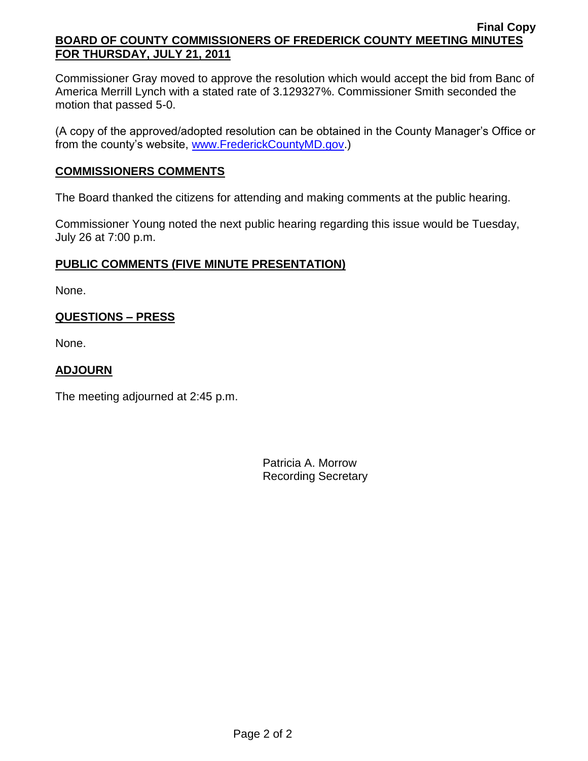Commissioner Gray moved to approve the resolution which would accept the bid from Banc of America Merrill Lynch with a stated rate of 3.129327%. Commissioner Smith seconded the motion that passed 5-0.

(A copy of the approved/adopted resolution can be obtained in the County Manager's Office or from the county's website, www.FrederickCountyMD.gov.)

## COMMISSIONERS COMMENTS

The Board thanked the citizens for attending and making comments at the public hearing.

Commissioner Young noted the next public hearing regarding this issue would be Tuesday, July 26 at 7:00 p.m.

## PUBLIC COMMENTS (FIVE MINUTE PRESENTATION)

None.

## QUESTIONS – PRESS

None.

## ADJOURN

The meeting adjourned at 2:45 p.m.

Patricia A. Morrow
Recording Secretary